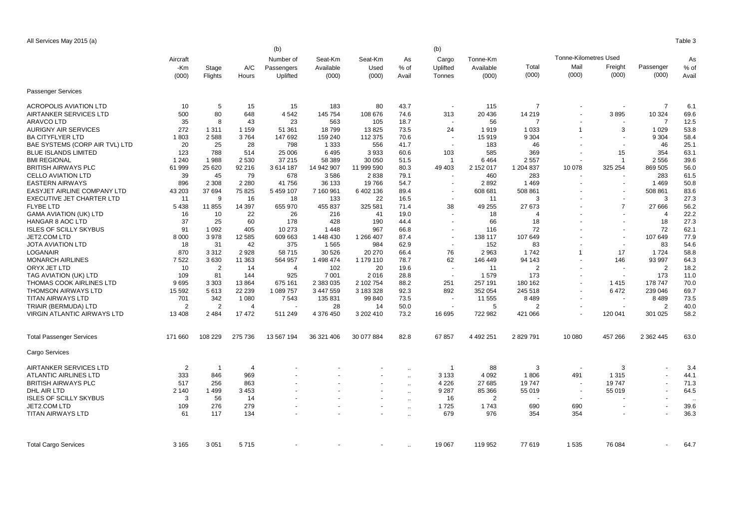All Services May 2015 (a)

Table 3

| | Aircraft -Km (000) | Stage Flights | A/C Hours | (b) Number of Passengers Uplifted | Seat-Km Available (000) | Seat-Km Used (000) | As % of Avail | (b) Cargo Uplifted Tonnes | Tonne-Km Available (000) | Total (000) | Tonne-Kilometres Used Mail (000) | Freight (000) | Passenger (000) | As % of Avail |
|---|---|---|---|---|---|---|---|---|---|---|---|---|---|---|
| Passenger Services | | | | | | | | | | | | | | |
| ACROPOLIS AVIATION LTD | 10 | 5 | 15 | 15 | 183 | 80 | 43.7 | - | 115 | 7 | - | - | 7 | 6.1 |
| AIRTANKER SERVICES LTD | 500 | 80 | 648 | 4 542 | 145 754 | 108 676 | 74.6 | 313 | 20 436 | 14 219 | - | 3 895 | 10 324 | 69.6 |
| ARAVCO LTD | 35 | 8 | 43 | 23 | 563 | 105 | 18.7 | - | 56 | 7 | - | - | 7 | 12.5 |
| AURIGNY AIR SERVICES | 272 | 1 311 | 1 159 | 51 361 | 18 799 | 13 825 | 73.5 | 24 | 1 919 | 1 033 | 1 | 3 | 1 029 | 53.8 |
| BA CITYFLYER LTD | 1 803 | 2 588 | 3 764 | 147 692 | 159 240 | 112 375 | 70.6 | - | 15 919 | 9 304 | - | - | 9 304 | 58.4 |
| BAE SYSTEMS (CORP AIR TVL) LTD | 20 | 25 | 28 | 798 | 1 333 | 556 | 41.7 | - | 183 | 46 | - | - | 46 | 25.1 |
| BLUE ISLANDS LIMITED | 123 | 788 | 514 | 25 006 | 6 495 | 3 933 | 60.6 | 103 | 585 | 369 | - | 15 | 354 | 63.1 |
| BMI REGIONAL | 1 240 | 1 988 | 2 530 | 37 215 | 58 389 | 30 050 | 51.5 | 1 | 6 464 | 2 557 | - | 1 | 2 556 | 39.6 |
| BRITISH AIRWAYS PLC | 61 999 | 25 620 | 92 216 | 3 614 187 | 14 942 907 | 11 999 590 | 80.3 | 49 403 | 2 152 017 | 1 204 837 | 10 078 | 325 254 | 869 505 | 56.0 |
| CELLO AVIATION LTD | 39 | 45 | 79 | 678 | 3 586 | 2 838 | 79.1 | - | 460 | 283 | - | - | 283 | 61.5 |
| EASTERN AIRWAYS | 896 | 2 308 | 2 280 | 41 756 | 36 133 | 19 766 | 54.7 | - | 2 892 | 1 469 | - | - | 1 469 | 50.8 |
| EASYJET AIRLINE COMPANY LTD | 43 203 | 37 694 | 75 825 | 5 459 107 | 7 160 961 | 6 402 136 | 89.4 | - | 608 681 | 508 861 | - | - | 508 861 | 83.6 |
| EXECUTIVE JET CHARTER LTD | 11 | 9 | 16 | 18 | 133 | 22 | 16.5 | - | 11 | 3 | - | - | 3 | 27.3 |
| FLYBE LTD | 5 438 | 11 855 | 14 397 | 655 970 | 455 837 | 325 581 | 71.4 | 38 | 49 255 | 27 673 | - | 7 | 27 666 | 56.2 |
| GAMA AVIATION (UK) LTD | 16 | 10 | 22 | 26 | 216 | 41 | 19.0 | - | 18 | 4 | - | - | 4 | 22.2 |
| HANGAR 8 AOC LTD | 37 | 25 | 60 | 178 | 428 | 190 | 44.4 | - | 66 | 18 | - | - | 18 | 27.3 |
| ISLES OF SCILLY SKYBUS | 91 | 1 092 | 405 | 10 273 | 1 448 | 967 | 66.8 | - | 116 | 72 | - | - | 72 | 62.1 |
| JET2.COM LTD | 8 000 | 3 978 | 12 585 | 609 663 | 1 448 430 | 1 266 407 | 87.4 | - | 138 117 | 107 649 | - | - | 107 649 | 77.9 |
| JOTA AVIATION LTD | 18 | 31 | 42 | 375 | 1 565 | 984 | 62.9 | - | 152 | 83 | - | - | 83 | 54.6 |
| LOGANAIR | 870 | 3 312 | 2 928 | 58 715 | 30 526 | 20 270 | 66.4 | 76 | 2 963 | 1 742 | 1 | 17 | 1 724 | 58.8 |
| MONARCH AIRLINES | 7 522 | 3 630 | 11 363 | 564 957 | 1 498 474 | 1 179 110 | 78.7 | 62 | 146 449 | 94 143 | - | 146 | 93 997 | 64.3 |
| ORYX JET LTD | 10 | 2 | 14 | 4 | 102 | 20 | 19.6 | - | 11 | 2 | - | - | 2 | 18.2 |
| TAG AVIATION (UK) LTD | 109 | 81 | 144 | 925 | 7 001 | 2 016 | 28.8 | - | 1 579 | 173 | - | - | 173 | 11.0 |
| THOMAS COOK AIRLINES LTD | 9 695 | 3 303 | 13 864 | 675 161 | 2 383 035 | 2 102 754 | 88.2 | 251 | 257 191 | 180 162 | - | 1 415 | 178 747 | 70.0 |
| THOMSON AIRWAYS LTD | 15 592 | 5 613 | 22 239 | 1 089 757 | 3 447 559 | 3 183 328 | 92.3 | 892 | 352 054 | 245 518 | - | 6 472 | 239 046 | 69.7 |
| TITAN AIRWAYS LTD | 701 | 342 | 1 080 | 7 543 | 135 831 | 99 840 | 73.5 | - | 11 555 | 8 489 | - | - | 8 489 | 73.5 |
| TRIAIR (BERMUDA) LTD | 2 | 2 | 4 | - | 28 | 14 | 50.0 | - | 5 | 2 | - | - | 2 | 40.0 |
| VIRGIN ATLANTIC AIRWAYS LTD | 13 408 | 2 484 | 17 472 | 511 249 | 4 376 450 | 3 202 410 | 73.2 | 16 695 | 722 982 | 421 066 | - | 120 041 | 301 025 | 58.2 |
| Total Passenger Services | 171 660 | 108 229 | 275 736 | 13 567 194 | 36 321 406 | 30 077 884 | 82.8 | 67 857 | 4 492 251 | 2 829 791 | 10 080 | 457 266 | 2 362 445 | 63.0 |
| Cargo Services | | | | | | | | | | | | | | |
| AIRTANKER SERVICES LTD | 2 | 1 | 4 | - | - | - | .. | 1 | 88 | 3 | - | 3 | - | 3.4 |
| ATLANTIC AIRLINES LTD | 333 | 846 | 969 | - | - | - | .. | 3 133 | 4 092 | 1 806 | 491 | 1 315 | - | 44.1 |
| BRITISH AIRWAYS PLC | 517 | 256 | 863 | - | - | - | .. | 4 226 | 27 685 | 19 747 | - | 19 747 | - | 71.3 |
| DHL AIR LTD | 2 140 | 1 499 | 3 453 | - | - | - | .. | 9 287 | 85 366 | 55 019 | - | 55 019 | - | 64.5 |
| ISLES OF SCILLY SKYBUS | 3 | 56 | 14 | - | - | - | .. | 16 | 2 | - | - | - | - | .. |
| JET2.COM LTD | 109 | 276 | 279 | - | - | - | .. | 1 725 | 1 743 | 690 | 690 | - | - | 39.6 |
| TITAN AIRWAYS LTD | 61 | 117 | 134 | - | - | - | .. | 679 | 976 | 354 | 354 | - | - | 36.3 |
| Total Cargo Services | 3 165 | 3 051 | 5 715 | - | - | - | .. | 19 067 | 119 952 | 77 619 | 1 535 | 76 084 | - | 64.7 |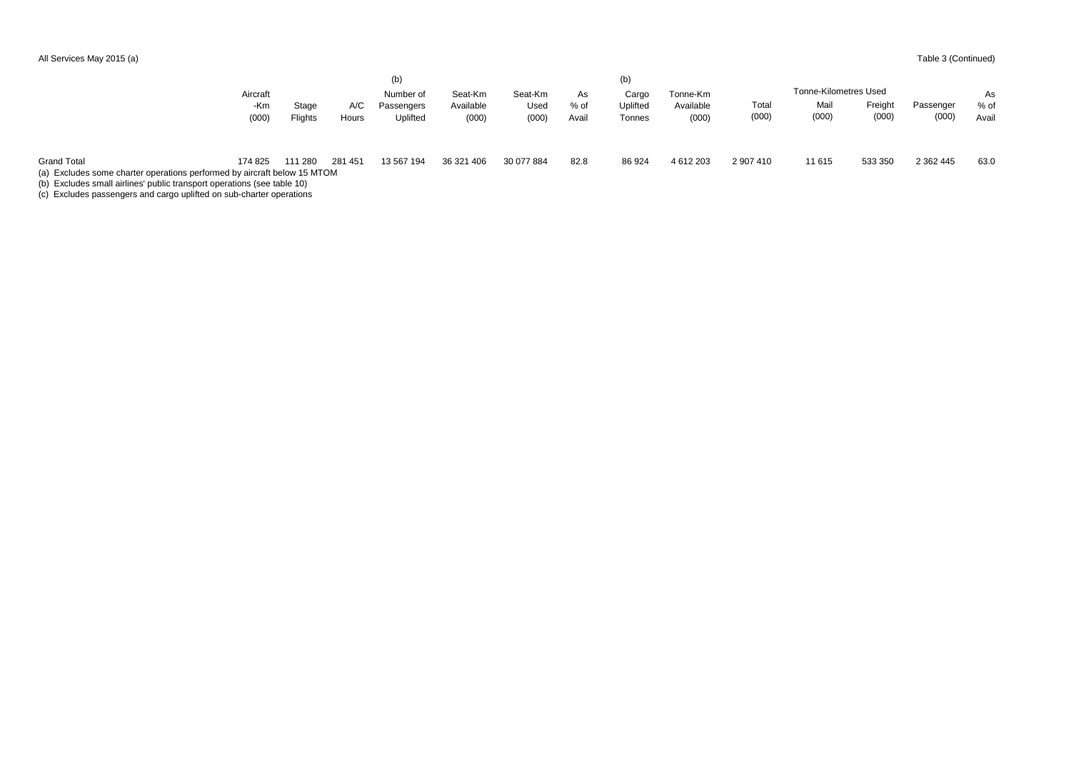All Services May 2015 (a)

Table 3 (Continued)

| | Aircraft -Km (000) | Stage Flights | A/C Hours | (b) Number of Passengers Uplifted | Seat-Km Available (000) | Seat-Km Used (000) | As % of Avail | (b) Cargo Uplifted Tonnes | Tonne-Km Available (000) | Tonne-Kilometres Used Total (000) | Mail (000) | Freight (000) | Passenger (000) | As % of Avail |
|---|---|---|---|---|---|---|---|---|---|---|---|---|---|---|
| Grand Total | 174 825 | 111 280 | 281 451 | 13 567 194 | 36 321 406 | 30 077 884 | 82.8 | 86 924 | 4 612 203 | 2 907 410 | 11 615 | 533 350 | 2 362 445 | 63.0 |

(a) Excludes some charter operations performed by aircraft below 15 MTOM
(b) Excludes small airlines' public transport operations (see table 10)
(c) Excludes passengers and cargo uplifted on sub-charter operations